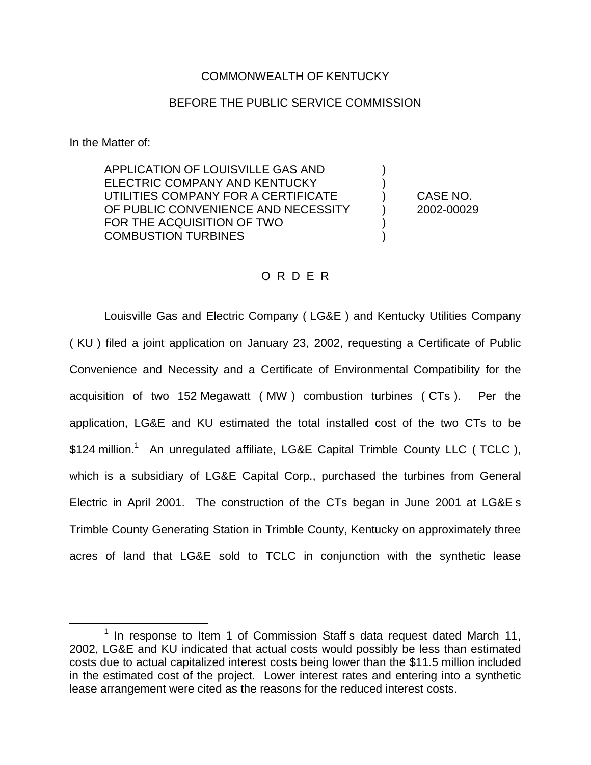COMMONWEALTH OF KENTUCKY

BEFORE THE PUBLIC SERVICE COMMISSION

In the Matter of:

| | | |
|---|---|---|
| APPLICATION OF LOUISVILLE GAS AND ELECTRIC COMPANY AND KENTUCKY UTILITIES COMPANY FOR A CERTIFICATE OF PUBLIC CONVENIENCE AND NECESSITY FOR THE ACQUISITION OF TWO COMBUSTION TURBINES | ) ) ) ) ) ) | CASE NO. 2002-00029 |

O R D E R

Louisville Gas and Electric Company ( LG&E ) and Kentucky Utilities Company ( KU ) filed a joint application on January 23, 2002, requesting a Certificate of Public Convenience and Necessity and a Certificate of Environmental Compatibility for the acquisition of two 152 Megawatt ( MW ) combustion turbines ( CTs ). Per the application, LG&E and KU estimated the total installed cost of the two CTs to be $124 million.[1] An unregulated affiliate, LG&E Capital Trimble County LLC ( TCLC ), which is a subsidiary of LG&E Capital Corp., purchased the turbines from General Electric in April 2001. The construction of the CTs began in June 2001 at LG&E s Trimble County Generating Station in Trimble County, Kentucky on approximately three acres of land that LG&E sold to TCLC in conjunction with the synthetic lease

[1] In response to Item 1 of Commission Staff s data request dated March 11, 2002, LG&E and KU indicated that actual costs would possibly be less than estimated costs due to actual capitalized interest costs being lower than the $11.5 million included in the estimated cost of the project. Lower interest rates and entering into a synthetic lease arrangement were cited as the reasons for the reduced interest costs.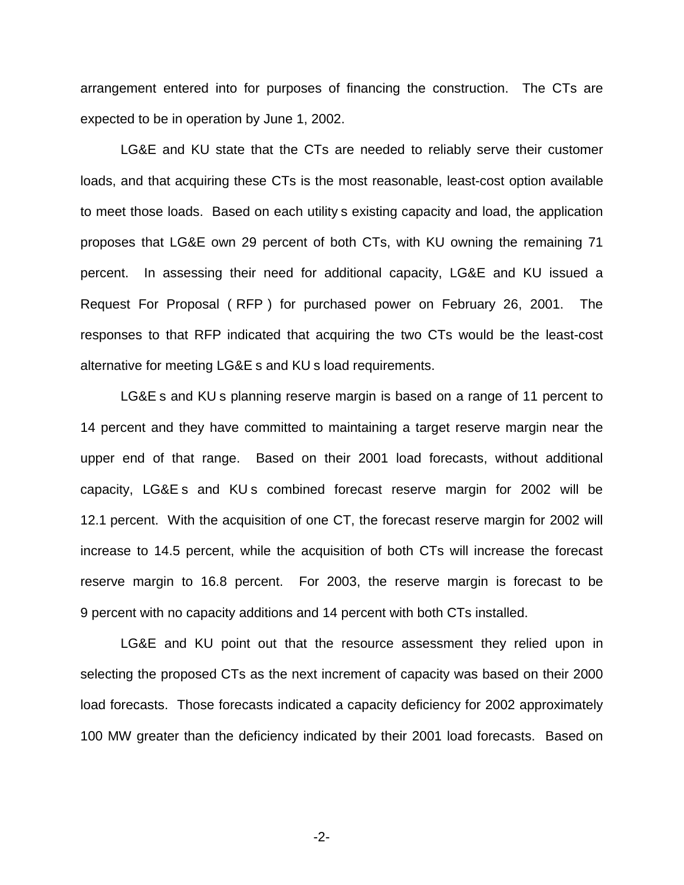arrangement entered into for purposes of financing the construction. The CTs are expected to be in operation by June 1, 2002.

LG&E and KU state that the CTs are needed to reliably serve their customer loads, and that acquiring these CTs is the most reasonable, least-cost option available to meet those loads. Based on each utility s existing capacity and load, the application proposes that LG&E own 29 percent of both CTs, with KU owning the remaining 71 percent. In assessing their need for additional capacity, LG&E and KU issued a Request For Proposal ( RFP ) for purchased power on February 26, 2001. The responses to that RFP indicated that acquiring the two CTs would be the least-cost alternative for meeting LG&E s and KU s load requirements.

LG&E s and KU s planning reserve margin is based on a range of 11 percent to 14 percent and they have committed to maintaining a target reserve margin near the upper end of that range. Based on their 2001 load forecasts, without additional capacity, LG&E s and KU s combined forecast reserve margin for 2002 will be 12.1 percent. With the acquisition of one CT, the forecast reserve margin for 2002 will increase to 14.5 percent, while the acquisition of both CTs will increase the forecast reserve margin to 16.8 percent. For 2003, the reserve margin is forecast to be 9 percent with no capacity additions and 14 percent with both CTs installed.

LG&E and KU point out that the resource assessment they relied upon in selecting the proposed CTs as the next increment of capacity was based on their 2000 load forecasts. Those forecasts indicated a capacity deficiency for 2002 approximately 100 MW greater than the deficiency indicated by their 2001 load forecasts. Based on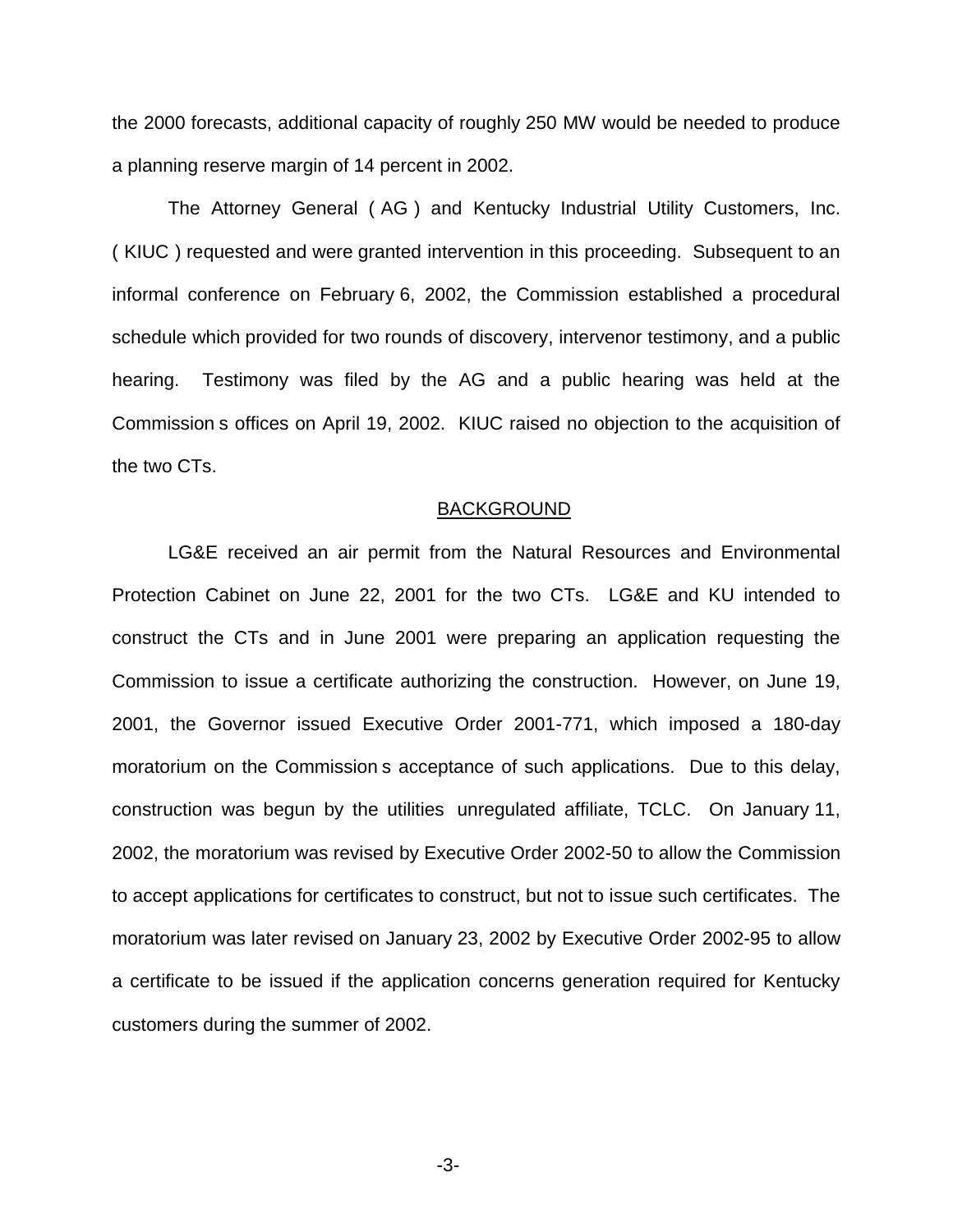the 2000 forecasts, additional capacity of roughly 250 MW would be needed to produce a planning reserve margin of 14 percent in 2002.

The Attorney General ( AG ) and Kentucky Industrial Utility Customers, Inc. ( KIUC ) requested and were granted intervention in this proceeding. Subsequent to an informal conference on February 6, 2002, the Commission established a procedural schedule which provided for two rounds of discovery, intervenor testimony, and a public hearing. Testimony was filed by the AG and a public hearing was held at the Commission s offices on April 19, 2002. KIUC raised no objection to the acquisition of the two CTs.

## BACKGROUND

LG&E received an air permit from the Natural Resources and Environmental Protection Cabinet on June 22, 2001 for the two CTs. LG&E and KU intended to construct the CTs and in June 2001 were preparing an application requesting the Commission to issue a certificate authorizing the construction. However, on June 19, 2001, the Governor issued Executive Order 2001-771, which imposed a 180-day moratorium on the Commission s acceptance of such applications. Due to this delay, construction was begun by the utilities unregulated affiliate, TCLC. On January 11, 2002, the moratorium was revised by Executive Order 2002-50 to allow the Commission to accept applications for certificates to construct, but not to issue such certificates. The moratorium was later revised on January 23, 2002 by Executive Order 2002-95 to allow a certificate to be issued if the application concerns generation required for Kentucky customers during the summer of 2002.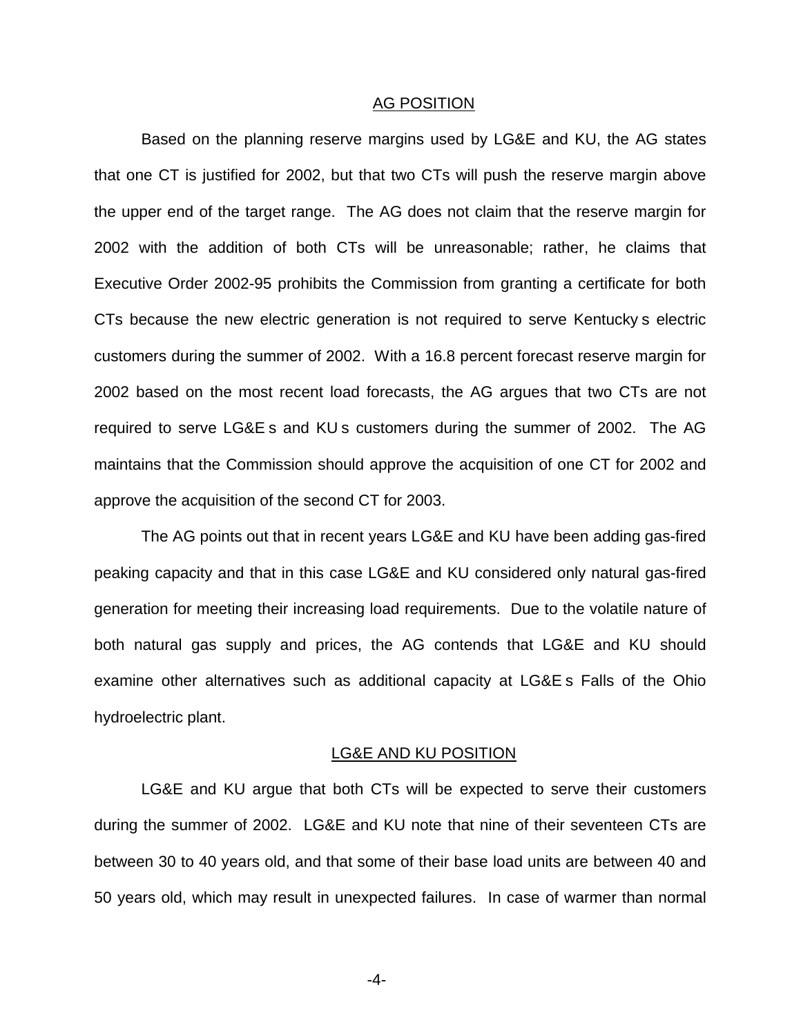## AG POSITION

Based on the planning reserve margins used by LG&E and KU, the AG states that one CT is justified for 2002, but that two CTs will push the reserve margin above the upper end of the target range. The AG does not claim that the reserve margin for 2002 with the addition of both CTs will be unreasonable; rather, he claims that Executive Order 2002-95 prohibits the Commission from granting a certificate for both CTs because the new electric generation is not required to serve Kentucky s electric customers during the summer of 2002. With a 16.8 percent forecast reserve margin for 2002 based on the most recent load forecasts, the AG argues that two CTs are not required to serve LG&E s and KU s customers during the summer of 2002. The AG maintains that the Commission should approve the acquisition of one CT for 2002 and approve the acquisition of the second CT for 2003.

The AG points out that in recent years LG&E and KU have been adding gas-fired peaking capacity and that in this case LG&E and KU considered only natural gas-fired generation for meeting their increasing load requirements. Due to the volatile nature of both natural gas supply and prices, the AG contends that LG&E and KU should examine other alternatives such as additional capacity at LG&E s Falls of the Ohio hydroelectric plant.

## LG&E AND KU POSITION

LG&E and KU argue that both CTs will be expected to serve their customers during the summer of 2002. LG&E and KU note that nine of their seventeen CTs are between 30 to 40 years old, and that some of their base load units are between 40 and 50 years old, which may result in unexpected failures. In case of warmer than normal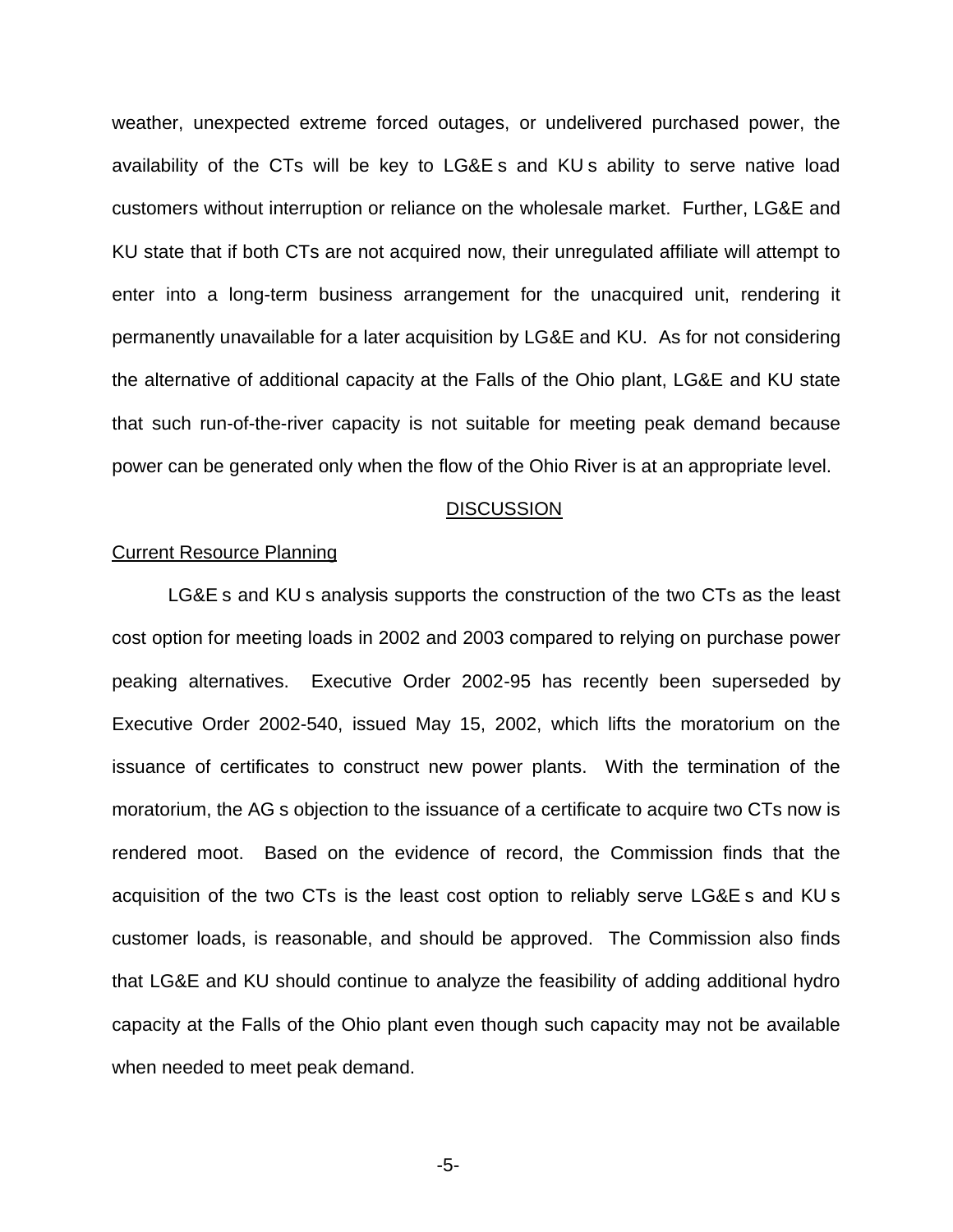weather, unexpected extreme forced outages, or undelivered purchased power, the availability of the CTs will be key to LG&E s and KU s ability to serve native load customers without interruption or reliance on the wholesale market. Further, LG&E and KU state that if both CTs are not acquired now, their unregulated affiliate will attempt to enter into a long-term business arrangement for the unacquired unit, rendering it permanently unavailable for a later acquisition by LG&E and KU. As for not considering the alternative of additional capacity at the Falls of the Ohio plant, LG&E and KU state that such run-of-the-river capacity is not suitable for meeting peak demand because power can be generated only when the flow of the Ohio River is at an appropriate level.

## DISCUSSION

### Current Resource Planning

LG&E s and KU s analysis supports the construction of the two CTs as the least cost option for meeting loads in 2002 and 2003 compared to relying on purchase power peaking alternatives. Executive Order 2002-95 has recently been superseded by Executive Order 2002-540, issued May 15, 2002, which lifts the moratorium on the issuance of certificates to construct new power plants. With the termination of the moratorium, the AG s objection to the issuance of a certificate to acquire two CTs now is rendered moot. Based on the evidence of record, the Commission finds that the acquisition of the two CTs is the least cost option to reliably serve LG&E s and KU s customer loads, is reasonable, and should be approved. The Commission also finds that LG&E and KU should continue to analyze the feasibility of adding additional hydro capacity at the Falls of the Ohio plant even though such capacity may not be available when needed to meet peak demand.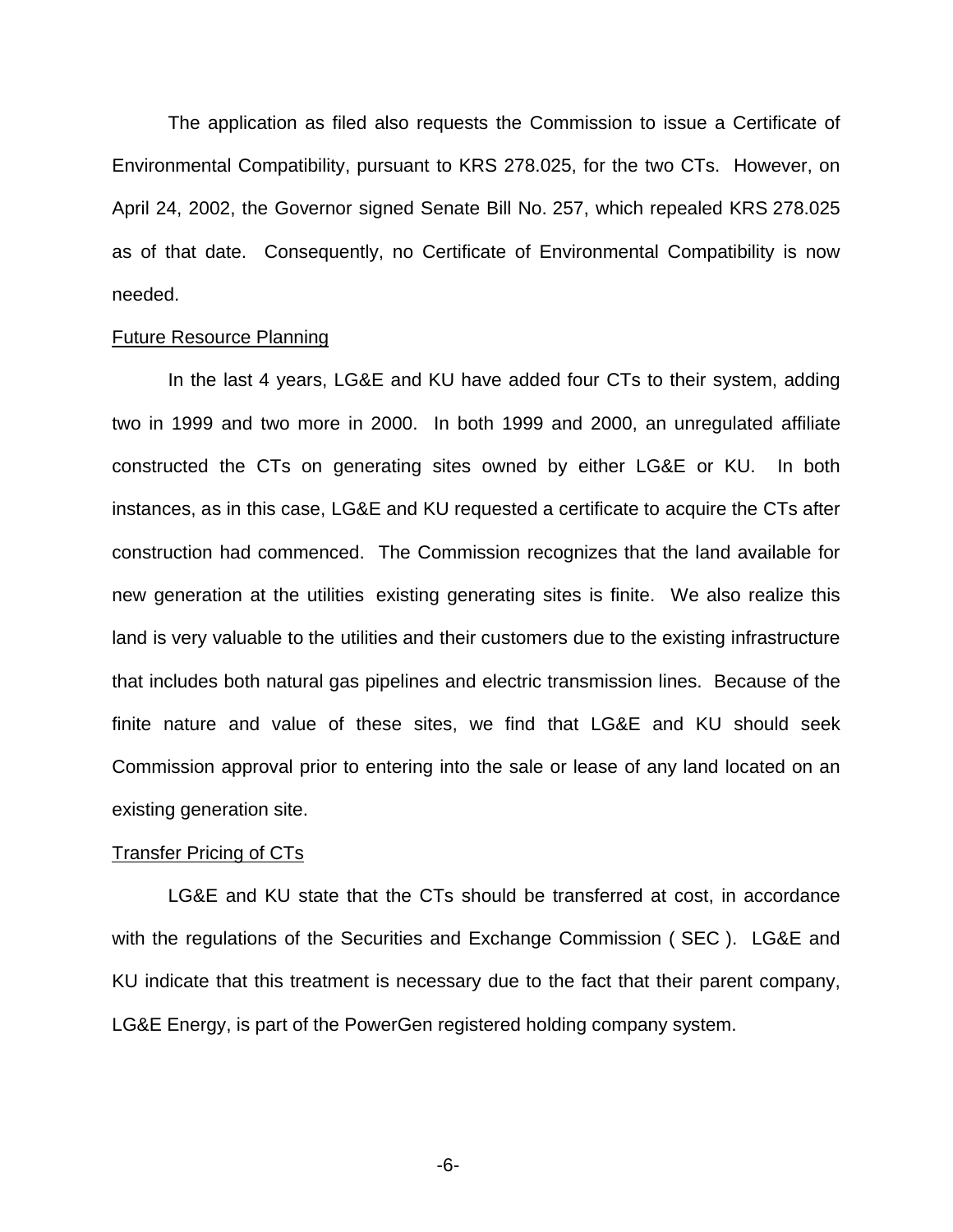The application as filed also requests the Commission to issue a Certificate of Environmental Compatibility, pursuant to KRS 278.025, for the two CTs. However, on April 24, 2002, the Governor signed Senate Bill No. 257, which repealed KRS 278.025 as of that date. Consequently, no Certificate of Environmental Compatibility is now needed.

Future Resource Planning

In the last 4 years, LG&E and KU have added four CTs to their system, adding two in 1999 and two more in 2000. In both 1999 and 2000, an unregulated affiliate constructed the CTs on generating sites owned by either LG&E or KU. In both instances, as in this case, LG&E and KU requested a certificate to acquire the CTs after construction had commenced. The Commission recognizes that the land available for new generation at the utilities existing generating sites is finite. We also realize this land is very valuable to the utilities and their customers due to the existing infrastructure that includes both natural gas pipelines and electric transmission lines. Because of the finite nature and value of these sites, we find that LG&E and KU should seek Commission approval prior to entering into the sale or lease of any land located on an existing generation site.

Transfer Pricing of CTs

LG&E and KU state that the CTs should be transferred at cost, in accordance with the regulations of the Securities and Exchange Commission ( SEC ). LG&E and KU indicate that this treatment is necessary due to the fact that their parent company, LG&E Energy, is part of the PowerGen registered holding company system.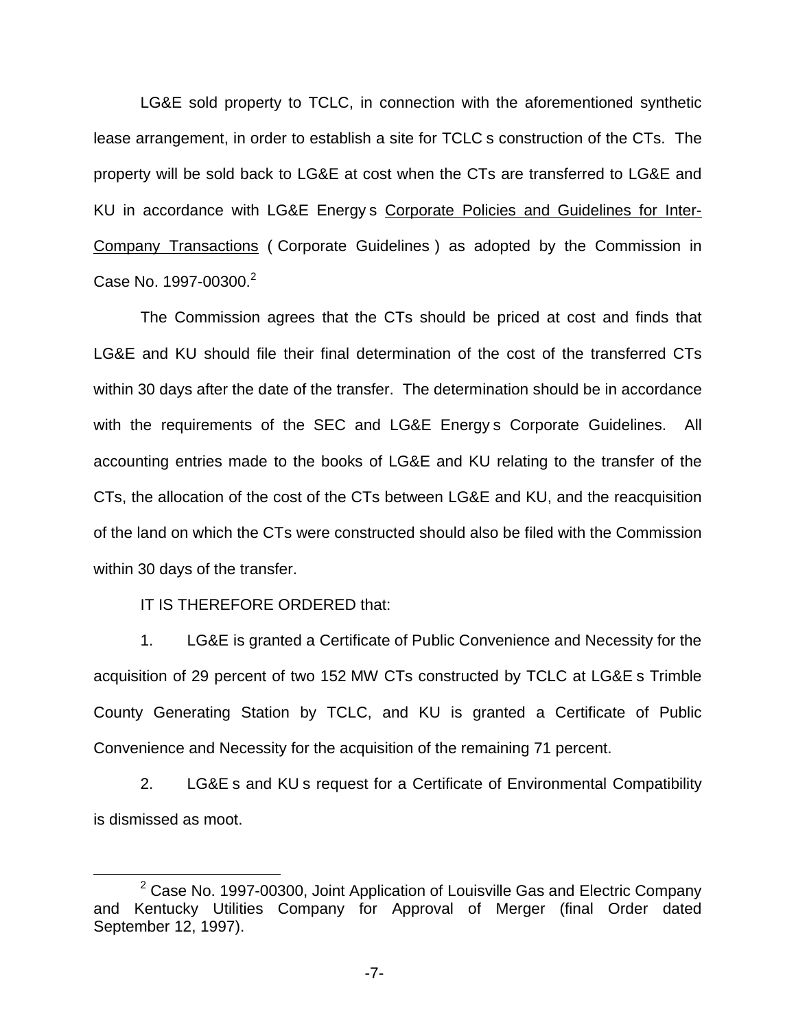LG&E sold property to TCLC, in connection with the aforementioned synthetic lease arrangement, in order to establish a site for TCLC s construction of the CTs. The property will be sold back to LG&E at cost when the CTs are transferred to LG&E and KU in accordance with LG&E Energy s Corporate Policies and Guidelines for Inter-Company Transactions ( Corporate Guidelines ) as adopted by the Commission in Case No. 1997-00300.[2]

The Commission agrees that the CTs should be priced at cost and finds that LG&E and KU should file their final determination of the cost of the transferred CTs within 30 days after the date of the transfer. The determination should be in accordance with the requirements of the SEC and LG&E Energy s Corporate Guidelines. All accounting entries made to the books of LG&E and KU relating to the transfer of the CTs, the allocation of the cost of the CTs between LG&E and KU, and the reacquisition of the land on which the CTs were constructed should also be filed with the Commission within 30 days of the transfer.

IT IS THEREFORE ORDERED that:

1. LG&E is granted a Certificate of Public Convenience and Necessity for the acquisition of 29 percent of two 152 MW CTs constructed by TCLC at LG&E s Trimble County Generating Station by TCLC, and KU is granted a Certificate of Public Convenience and Necessity for the acquisition of the remaining 71 percent.

2. LG&E s and KU s request for a Certificate of Environmental Compatibility is dismissed as moot.

[2] Case No. 1997-00300, Joint Application of Louisville Gas and Electric Company and Kentucky Utilities Company for Approval of Merger (final Order dated September 12, 1997).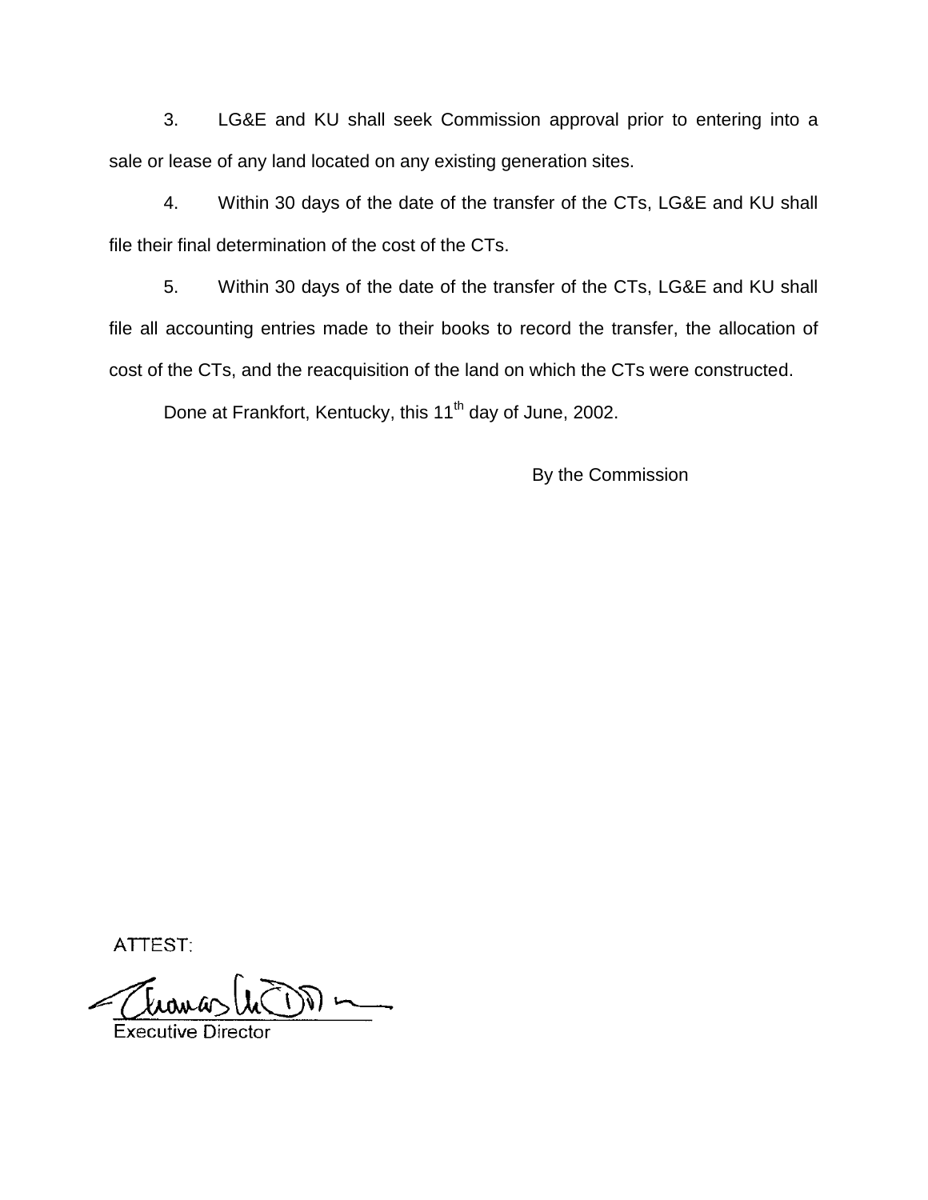3. LG&E and KU shall seek Commission approval prior to entering into a sale or lease of any land located on any existing generation sites.

4. Within 30 days of the date of the transfer of the CTs, LG&E and KU shall file their final determination of the cost of the CTs.

5. Within 30 days of the date of the transfer of the CTs, LG&E and KU shall file all accounting entries made to their books to record the transfer, the allocation of cost of the CTs, and the reacquisition of the land on which the CTs were constructed.

Done at Frankfort, Kentucky, this 11th day of June, 2002.

By the Commission

ATTEST:

Executive Director